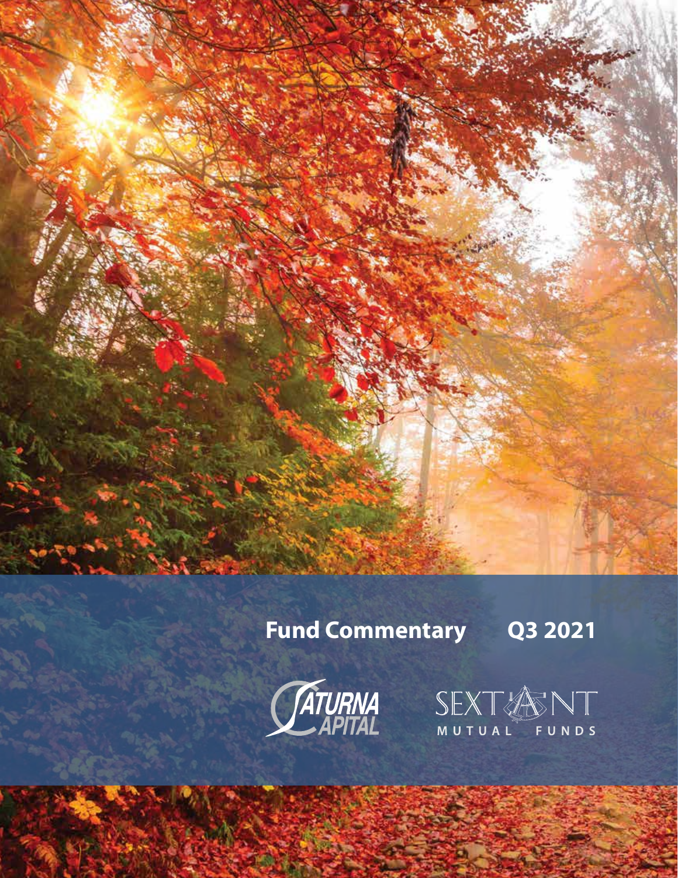# Fund Commentary Q3 2021

Saturna Capital

Sextant Mutual Funds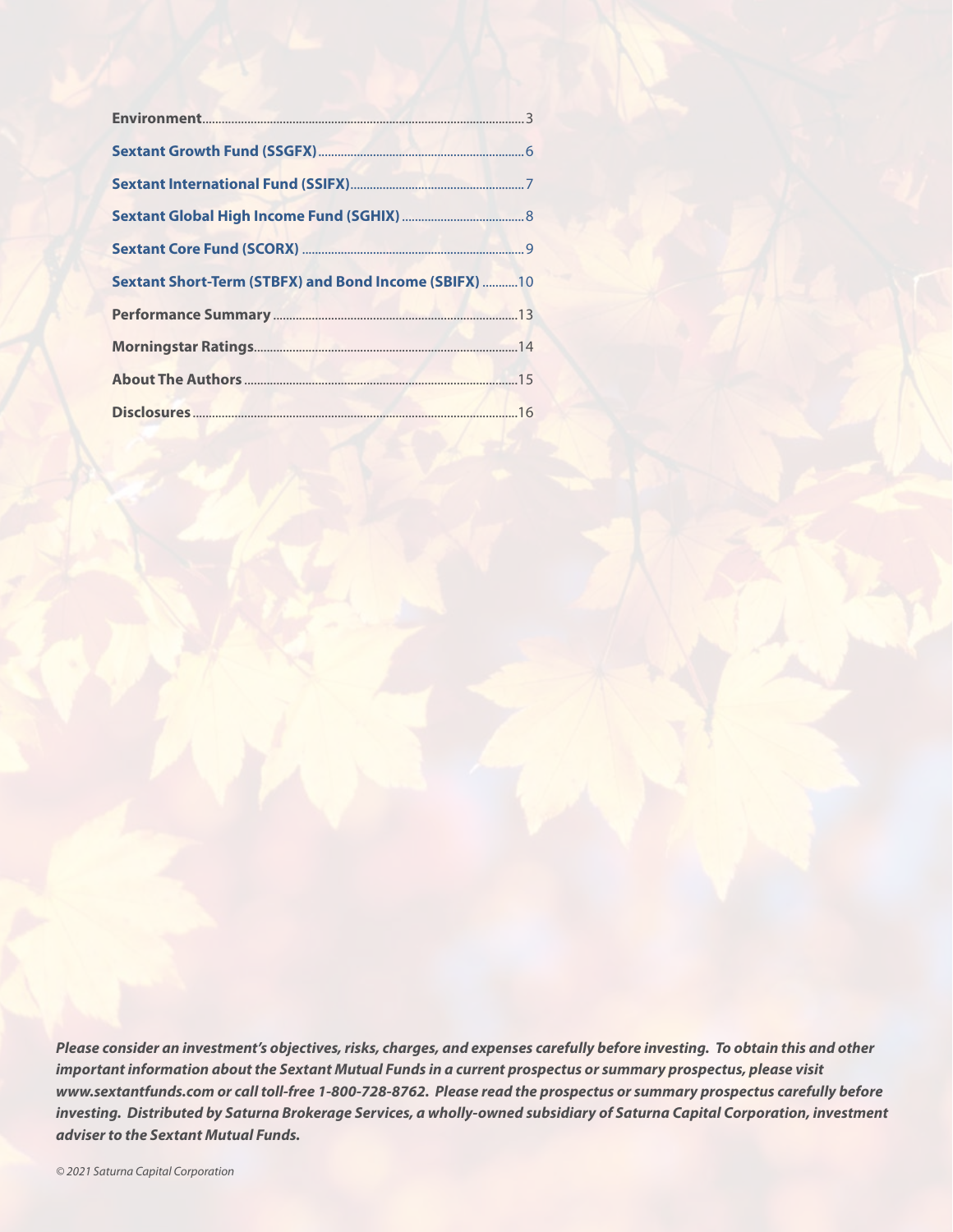| | |
|---|---|
| **Environment** | 3 |
| **Sextant Growth Fund (SSGFX)** | 6 |
| **Sextant International Fund (SSIFX)** | 7 |
| **Sextant Global High Income Fund (SGHIX)** | 8 |
| **Sextant Core Fund (SCORX)** | 9 |
| **Sextant Short-Term (STBFX) and Bond Income (SBIFX)** | 10 |
| **Performance Summary** | 13 |
| **Morningstar Ratings** | 14 |
| **About The Authors** | 15 |
| **Disclosures** | 16 |

***Please consider an investment's objectives, risks, charges, and expenses carefully before investing. To obtain this and other important information about the Sextant Mutual Funds in a current prospectus or summary prospectus, please visit www.sextantfunds.com or call toll-free 1-800-728-8762. Please read the prospectus or summary prospectus carefully before investing. Distributed by Saturna Brokerage Services, a wholly-owned subsidiary of Saturna Capital Corporation, investment adviser to the Sextant Mutual Funds.***

*© 2021 Saturna Capital Corporation*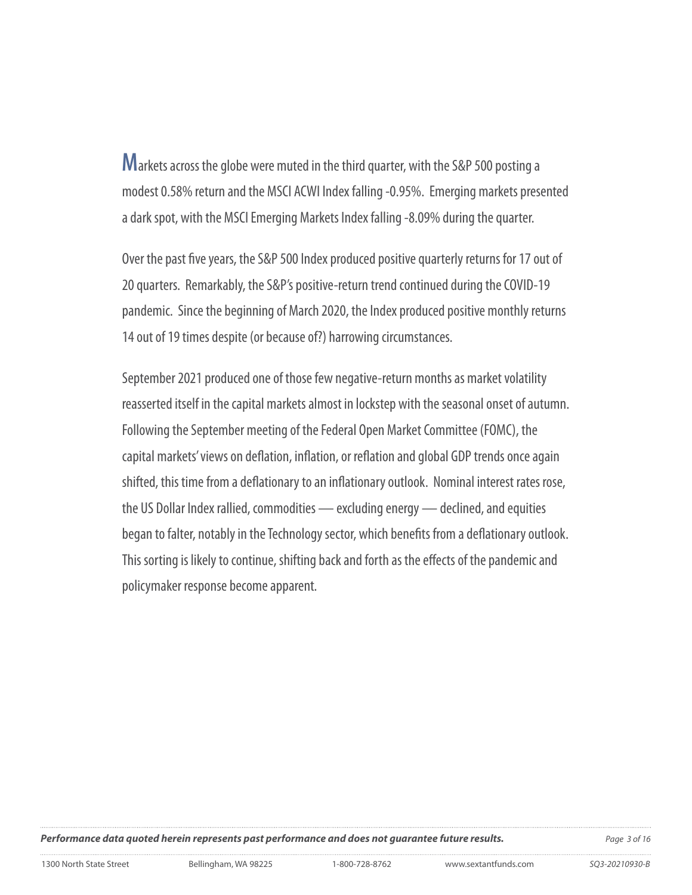Markets across the globe were muted in the third quarter, with the S&P 500 posting a modest 0.58% return and the MSCI ACWI Index falling -0.95%. Emerging markets presented a dark spot, with the MSCI Emerging Markets Index falling -8.09% during the quarter.

Over the past five years, the S&P 500 Index produced positive quarterly returns for 17 out of 20 quarters. Remarkably, the S&P's positive-return trend continued during the COVID-19 pandemic. Since the beginning of March 2020, the Index produced positive monthly returns 14 out of 19 times despite (or because of?) harrowing circumstances.

September 2021 produced one of those few negative-return months as market volatility reasserted itself in the capital markets almost in lockstep with the seasonal onset of autumn. Following the September meeting of the Federal Open Market Committee (FOMC), the capital markets' views on deflation, inflation, or reflation and global GDP trends once again shifted, this time from a deflationary to an inflationary outlook. Nominal interest rates rose, the US Dollar Index rallied, commodities — excluding energy — declined, and equities began to falter, notably in the Technology sector, which benefits from a deflationary outlook. This sorting is likely to continue, shifting back and forth as the effects of the pandemic and policymaker response become apparent.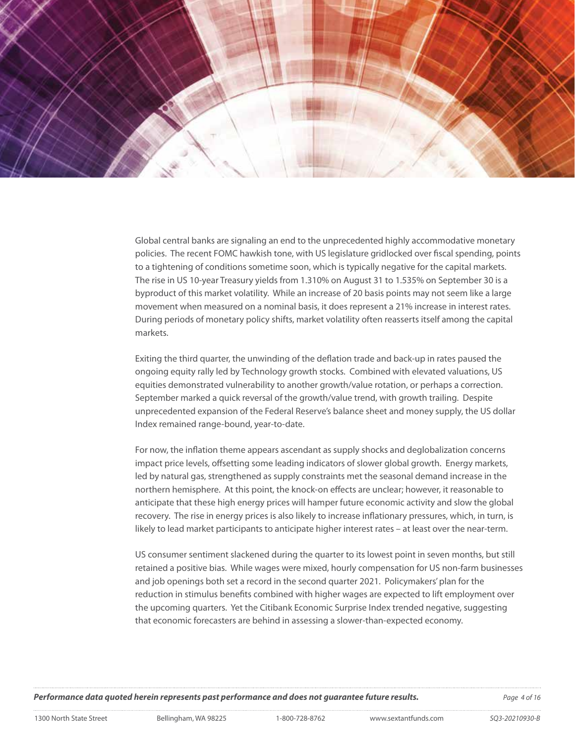Global central banks are signaling an end to the unprecedented highly accommodative monetary policies. The recent FOMC hawkish tone, with US legislature gridlocked over fiscal spending, points to a tightening of conditions sometime soon, which is typically negative for the capital markets. The rise in US 10-year Treasury yields from 1.310% on August 31 to 1.535% on September 30 is a byproduct of this market volatility. While an increase of 20 basis points may not seem like a large movement when measured on a nominal basis, it does represent a 21% increase in interest rates. During periods of monetary policy shifts, market volatility often reasserts itself among the capital markets.

Exiting the third quarter, the unwinding of the deflation trade and back-up in rates paused the ongoing equity rally led by Technology growth stocks. Combined with elevated valuations, US equities demonstrated vulnerability to another growth/value rotation, or perhaps a correction. September marked a quick reversal of the growth/value trend, with growth trailing. Despite unprecedented expansion of the Federal Reserve's balance sheet and money supply, the US dollar Index remained range-bound, year-to-date.

For now, the inflation theme appears ascendant as supply shocks and deglobalization concerns impact price levels, offsetting some leading indicators of slower global growth. Energy markets, led by natural gas, strengthened as supply constraints met the seasonal demand increase in the northern hemisphere. At this point, the knock-on effects are unclear; however, it reasonable to anticipate that these high energy prices will hamper future economic activity and slow the global recovery. The rise in energy prices is also likely to increase inflationary pressures, which, in turn, is likely to lead market participants to anticipate higher interest rates – at least over the near-term.

US consumer sentiment slackened during the quarter to its lowest point in seven months, but still retained a positive bias. While wages were mixed, hourly compensation for US non-farm businesses and job openings both set a record in the second quarter 2021. Policymakers' plan for the reduction in stimulus benefits combined with higher wages are expected to lift employment over the upcoming quarters. Yet the Citibank Economic Surprise Index trended negative, suggesting that economic forecasters are behind in assessing a slower-than-expected economy.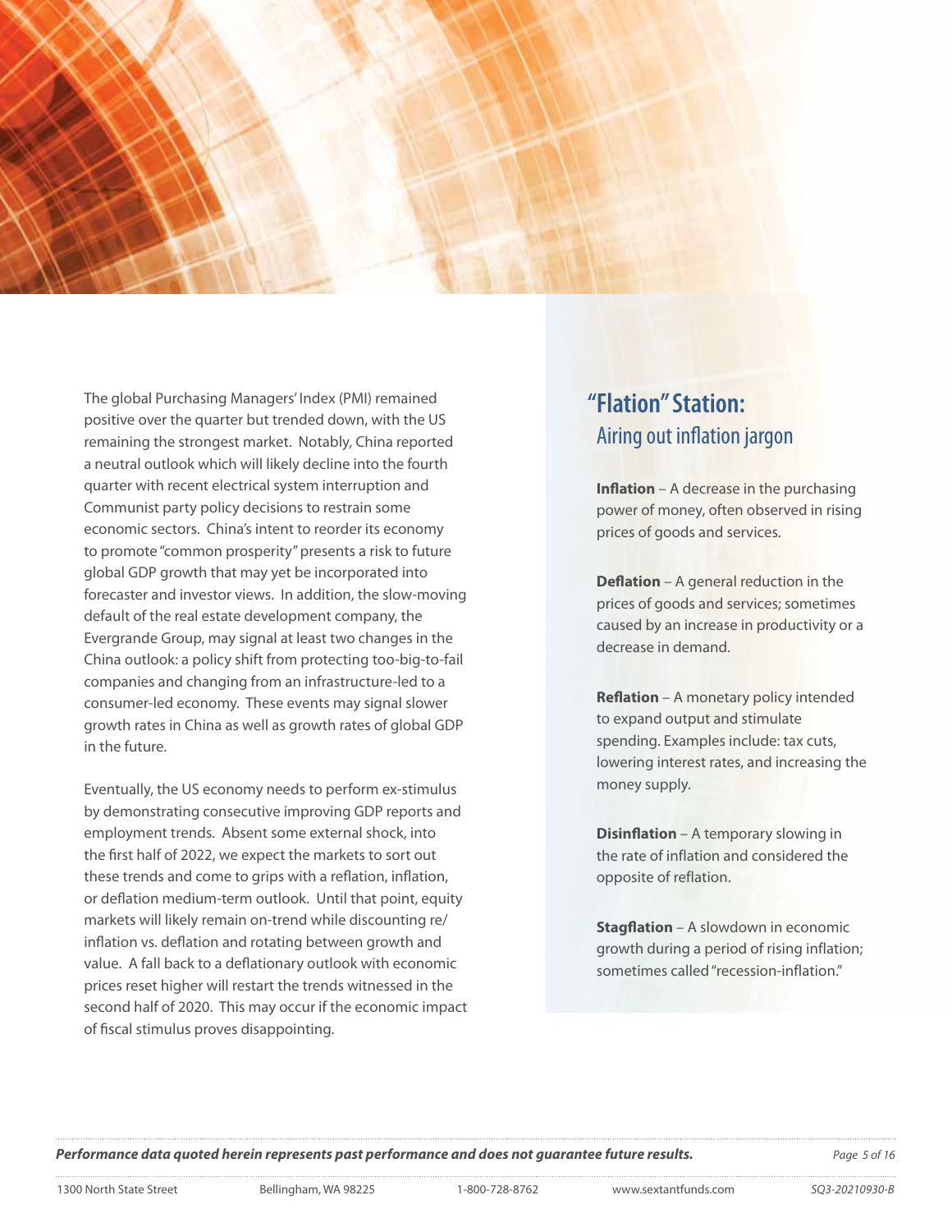The global Purchasing Managers' Index (PMI) remained positive over the quarter but trended down, with the US remaining the strongest market. Notably, China reported a neutral outlook which will likely decline into the fourth quarter with recent electrical system interruption and Communist party policy decisions to restrain some economic sectors. China's intent to reorder its economy to promote "common prosperity" presents a risk to future global GDP growth that may yet be incorporated into forecaster and investor views. In addition, the slow-moving default of the real estate development company, the Evergrande Group, may signal at least two changes in the China outlook: a policy shift from protecting too-big-to-fail companies and changing from an infrastructure-led to a consumer-led economy. These events may signal slower growth rates in China as well as growth rates of global GDP in the future.

Eventually, the US economy needs to perform ex-stimulus by demonstrating consecutive improving GDP reports and employment trends. Absent some external shock, into the first half of 2022, we expect the markets to sort out these trends and come to grips with a reflation, inflation, or deflation medium-term outlook. Until that point, equity markets will likely remain on-trend while discounting re/inflation vs. deflation and rotating between growth and value. A fall back to a deflationary outlook with economic prices reset higher will restart the trends witnessed in the second half of 2020. This may occur if the economic impact of fiscal stimulus proves disappointing.

## "Flation" Station:
### Airing out inflation jargon

**Inflation** – A decrease in the purchasing power of money, often observed in rising prices of goods and services.

**Deflation** – A general reduction in the prices of goods and services; sometimes caused by an increase in productivity or a decrease in demand.

**Reflation** – A monetary policy intended to expand output and stimulate spending. Examples include: tax cuts, lowering interest rates, and increasing the money supply.

**Disinflation** – A temporary slowing in the rate of inflation and considered the opposite of reflation.

**Stagflation** – A slowdown in economic growth during a period of rising inflation; sometimes called "recession-inflation."

***Performance data quoted herein represents past performance and does not guarantee future results.***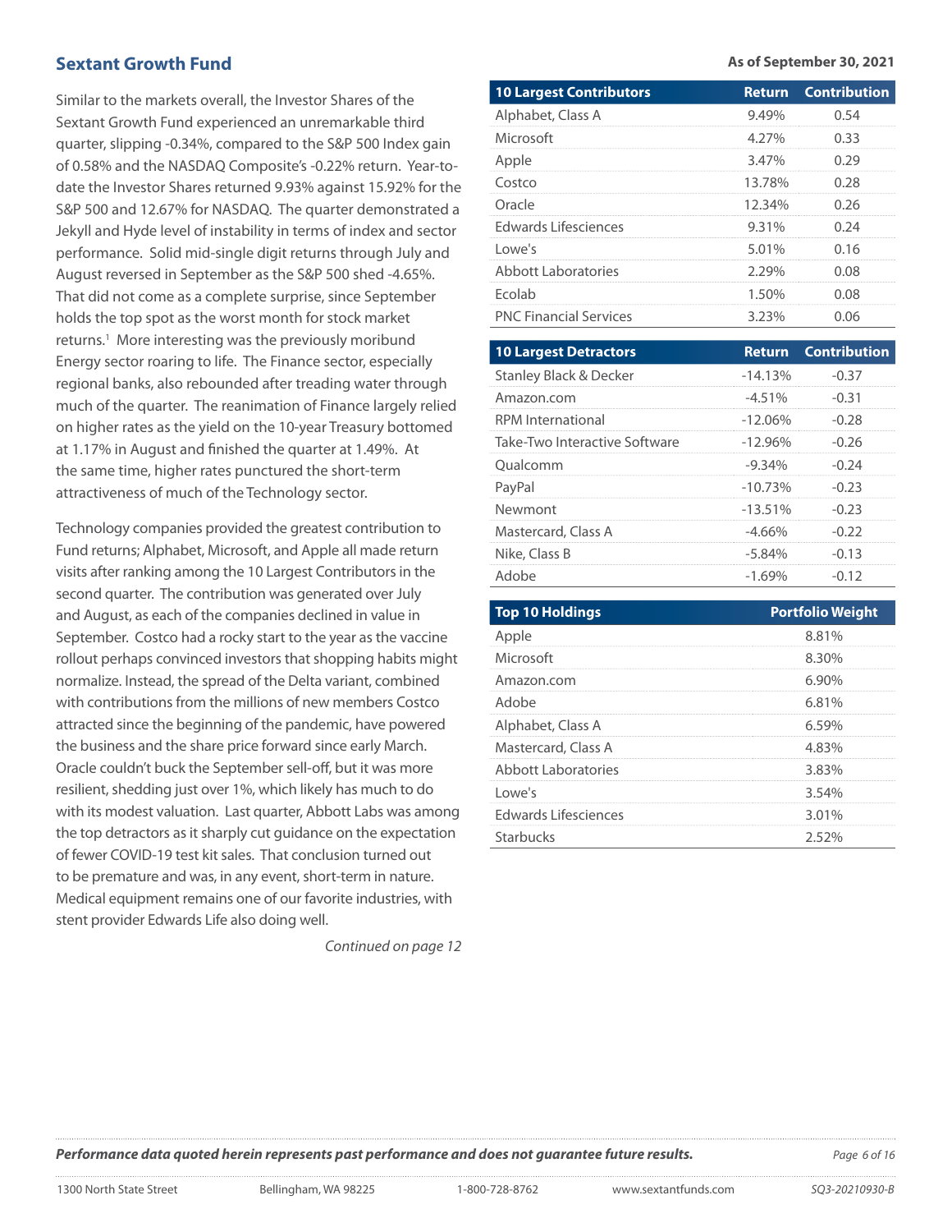## Sextant Growth Fund

**As of September 30, 2021**

Similar to the markets overall, the Investor Shares of the Sextant Growth Fund experienced an unremarkable third quarter, slipping -0.34%, compared to the S&P 500 Index gain of 0.58% and the NASDAQ Composite's -0.22% return. Year-to-date the Investor Shares returned 9.93% against 15.92% for the S&P 500 and 12.67% for NASDAQ. The quarter demonstrated a Jekyll and Hyde level of instability in terms of index and sector performance. Solid mid-single digit returns through July and August reversed in September as the S&P 500 shed -4.65%. That did not come as a complete surprise, since September holds the top spot as the worst month for stock market returns.[1] More interesting was the previously moribund Energy sector roaring to life. The Finance sector, especially regional banks, also rebounded after treading water through much of the quarter. The reanimation of Finance largely relied on higher rates as the yield on the 10-year Treasury bottomed at 1.17% in August and finished the quarter at 1.49%. At the same time, higher rates punctured the short-term attractiveness of much of the Technology sector.

Technology companies provided the greatest contribution to Fund returns; Alphabet, Microsoft, and Apple all made return visits after ranking among the 10 Largest Contributors in the second quarter. The contribution was generated over July and August, as each of the companies declined in value in September. Costco had a rocky start to the year as the vaccine rollout perhaps convinced investors that shopping habits might normalize. Instead, the spread of the Delta variant, combined with contributions from the millions of new members Costco attracted since the beginning of the pandemic, have powered the business and the share price forward since early March. Oracle couldn't buck the September sell-off, but it was more resilient, shedding just over 1%, which likely has much to do with its modest valuation. Last quarter, Abbott Labs was among the top detractors as it sharply cut guidance on the expectation of fewer COVID-19 test kit sales. That conclusion turned out to be premature and was, in any event, short-term in nature. Medical equipment remains one of our favorite industries, with stent provider Edwards Life also doing well.

*Continued on page 12*

| 10 Largest Contributors | Return | Contribution |
|---|---|---|
| Alphabet, Class A | 9.49% | 0.54 |
| Microsoft | 4.27% | 0.33 |
| Apple | 3.47% | 0.29 |
| Costco | 13.78% | 0.28 |
| Oracle | 12.34% | 0.26 |
| Edwards Lifesciences | 9.31% | 0.24 |
| Lowe's | 5.01% | 0.16 |
| Abbott Laboratories | 2.29% | 0.08 |
| Ecolab | 1.50% | 0.08 |
| PNC Financial Services | 3.23% | 0.06 |

| 10 Largest Detractors | Return | Contribution |
|---|---|---|
| Stanley Black & Decker | -14.13% | -0.37 |
| Amazon.com | -4.51% | -0.31 |
| RPM International | -12.06% | -0.28 |
| Take-Two Interactive Software | -12.96% | -0.26 |
| Qualcomm | -9.34% | -0.24 |
| PayPal | -10.73% | -0.23 |
| Newmont | -13.51% | -0.23 |
| Mastercard, Class A | -4.66% | -0.22 |
| Nike, Class B | -5.84% | -0.13 |
| Adobe | -1.69% | -0.12 |

| Top 10 Holdings | Portfolio Weight |
|---|---|
| Apple | 8.81% |
| Microsoft | 8.30% |
| Amazon.com | 6.90% |
| Adobe | 6.81% |
| Alphabet, Class A | 6.59% |
| Mastercard, Class A | 4.83% |
| Abbott Laboratories | 3.83% |
| Lowe's | 3.54% |
| Edwards Lifesciences | 3.01% |
| Starbucks | 2.52% |

***Performance data quoted herein represents past performance and does not guarantee future results.***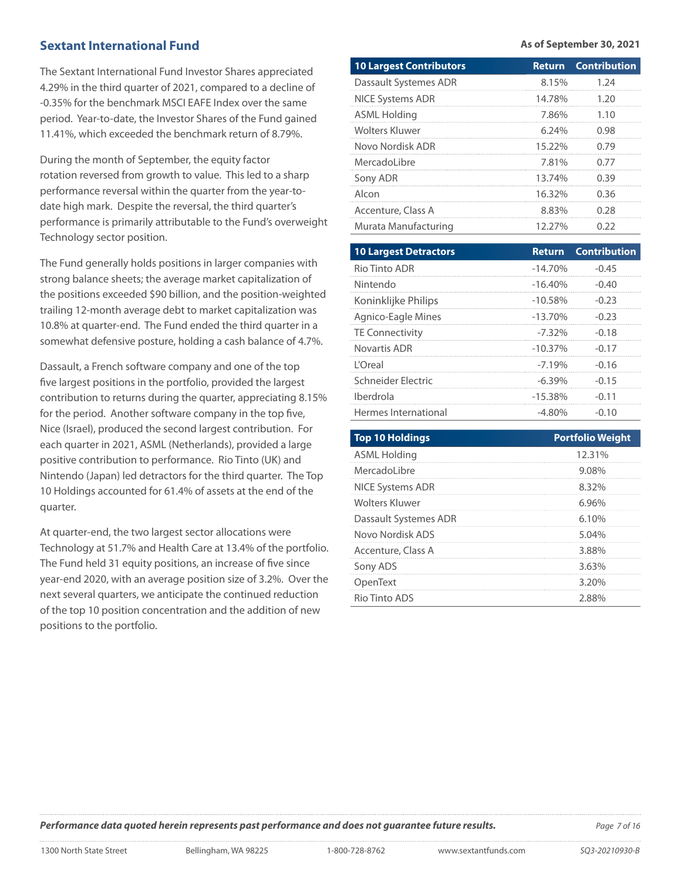## Sextant International Fund

**As of September 30, 2021**

The Sextant International Fund Investor Shares appreciated 4.29% in the third quarter of 2021, compared to a decline of -0.35% for the benchmark MSCI EAFE Index over the same period. Year-to-date, the Investor Shares of the Fund gained 11.41%, which exceeded the benchmark return of 8.79%.

During the month of September, the equity factor rotation reversed from growth to value. This led to a sharp performance reversal within the quarter from the year-to-date high mark. Despite the reversal, the third quarter's performance is primarily attributable to the Fund's overweight Technology sector position.

The Fund generally holds positions in larger companies with strong balance sheets; the average market capitalization of the positions exceeded $90 billion, and the position-weighted trailing 12-month average debt to market capitalization was 10.8% at quarter-end. The Fund ended the third quarter in a somewhat defensive posture, holding a cash balance of 4.7%.

Dassault, a French software company and one of the top five largest positions in the portfolio, provided the largest contribution to returns during the quarter, appreciating 8.15% for the period. Another software company in the top five, Nice (Israel), produced the second largest contribution. For each quarter in 2021, ASML (Netherlands), provided a large positive contribution to performance. Rio Tinto (UK) and Nintendo (Japan) led detractors for the third quarter. The Top 10 Holdings accounted for 61.4% of assets at the end of the quarter.

At quarter-end, the two largest sector allocations were Technology at 51.7% and Health Care at 13.4% of the portfolio. The Fund held 31 equity positions, an increase of five since year-end 2020, with an average position size of 3.2%. Over the next several quarters, we anticipate the continued reduction of the top 10 position concentration and the addition of new positions to the portfolio.

| 10 Largest Contributors | Return | Contribution |
|---|---|---|
| Dassault Systemes ADR | 8.15% | 1.24 |
| NICE Systems ADR | 14.78% | 1.20 |
| ASML Holding | 7.86% | 1.10 |
| Wolters Kluwer | 6.24% | 0.98 |
| Novo Nordisk ADR | 15.22% | 0.79 |
| MercadoLibre | 7.81% | 0.77 |
| Sony ADR | 13.74% | 0.39 |
| Alcon | 16.32% | 0.36 |
| Accenture, Class A | 8.83% | 0.28 |
| Murata Manufacturing | 12.27% | 0.22 |

| 10 Largest Detractors | Return | Contribution |
|---|---|---|
| Rio Tinto ADR | -14.70% | -0.45 |
| Nintendo | -16.40% | -0.40 |
| Koninklijke Philips | -10.58% | -0.23 |
| Agnico-Eagle Mines | -13.70% | -0.23 |
| TE Connectivity | -7.32% | -0.18 |
| Novartis ADR | -10.37% | -0.17 |
| L'Oreal | -7.19% | -0.16 |
| Schneider Electric | -6.39% | -0.15 |
| Iberdrola | -15.38% | -0.11 |
| Hermes International | -4.80% | -0.10 |

| Top 10 Holdings | Portfolio Weight |
|---|---|
| ASML Holding | 12.31% |
| MercadoLibre | 9.08% |
| NICE Systems ADR | 8.32% |
| Wolters Kluwer | 6.96% |
| Dassault Systemes ADR | 6.10% |
| Novo Nordisk ADS | 5.04% |
| Accenture, Class A | 3.88% |
| Sony ADS | 3.63% |
| OpenText | 3.20% |
| Rio Tinto ADS | 2.88% |

***Performance data quoted herein represents past performance and does not guarantee future results.***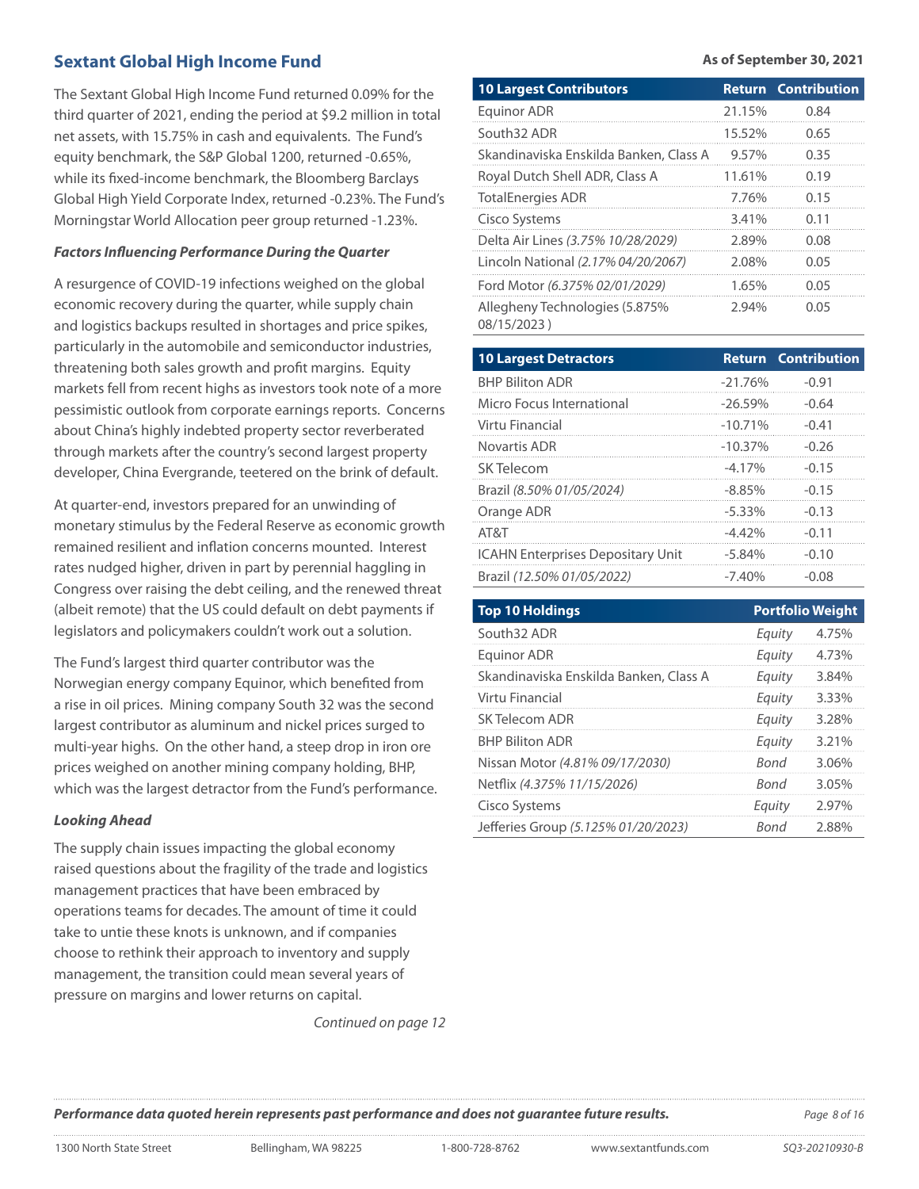## Sextant Global High Income Fund

**As of September 30, 2021**

The Sextant Global High Income Fund returned 0.09% for the third quarter of 2021, ending the period at $9.2 million in total net assets, with 15.75% in cash and equivalents. The Fund's equity benchmark, the S&P Global 1200, returned -0.65%, while its fixed-income benchmark, the Bloomberg Barclays Global High Yield Corporate Index, returned -0.23%. The Fund's Morningstar World Allocation peer group returned -1.23%.

***Factors Influencing Performance During the Quarter***

A resurgence of COVID-19 infections weighed on the global economic recovery during the quarter, while supply chain and logistics backups resulted in shortages and price spikes, particularly in the automobile and semiconductor industries, threatening both sales growth and profit margins. Equity markets fell from recent highs as investors took note of a more pessimistic outlook from corporate earnings reports. Concerns about China's highly indebted property sector reverberated through markets after the country's second largest property developer, China Evergrande, teetered on the brink of default.

At quarter-end, investors prepared for an unwinding of monetary stimulus by the Federal Reserve as economic growth remained resilient and inflation concerns mounted. Interest rates nudged higher, driven in part by perennial haggling in Congress over raising the debt ceiling, and the renewed threat (albeit remote) that the US could default on debt payments if legislators and policymakers couldn't work out a solution.

The Fund's largest third quarter contributor was the Norwegian energy company Equinor, which benefited from a rise in oil prices. Mining company South 32 was the second largest contributor as aluminum and nickel prices surged to multi-year highs. On the other hand, a steep drop in iron ore prices weighed on another mining company holding, BHP, which was the largest detractor from the Fund's performance.

***Looking Ahead***

The supply chain issues impacting the global economy raised questions about the fragility of the trade and logistics management practices that have been embraced by operations teams for decades. The amount of time it could take to untie these knots is unknown, and if companies choose to rethink their approach to inventory and supply management, the transition could mean several years of pressure on margins and lower returns on capital.

*Continued on page 12*

| 10 Largest Contributors | Return | Contribution |
|---|---|---|
| Equinor ADR | 21.15% | 0.84 |
| South32 ADR | 15.52% | 0.65 |
| Skandinaviska Enskilda Banken, Class A | 9.57% | 0.35 |
| Royal Dutch Shell ADR, Class A | 11.61% | 0.19 |
| TotalEnergies ADR | 7.76% | 0.15 |
| Cisco Systems | 3.41% | 0.11 |
| Delta Air Lines *(3.75% 10/28/2029)* | 2.89% | 0.08 |
| Lincoln National *(2.17% 04/20/2067)* | 2.08% | 0.05 |
| Ford Motor *(6.375% 02/01/2029)* | 1.65% | 0.05 |
| Allegheny Technologies (5.875% 08/15/2023 ) | 2.94% | 0.05 |

| 10 Largest Detractors | Return | Contribution |
|---|---|---|
| BHP Biliton ADR | -21.76% | -0.91 |
| Micro Focus International | -26.59% | -0.64 |
| Virtu Financial | -10.71% | -0.41 |
| Novartis ADR | -10.37% | -0.26 |
| SK Telecom | -4.17% | -0.15 |
| Brazil *(8.50% 01/05/2024)* | -8.85% | -0.15 |
| Orange ADR | -5.33% | -0.13 |
| AT&T | -4.42% | -0.11 |
| ICAHN Enterprises Depositary Unit | -5.84% | -0.10 |
| Brazil *(12.50% 01/05/2022)* | -7.40% | -0.08 |

| Top 10 Holdings | | Portfolio Weight |
|---|---|---|
| South32 ADR | *Equity* | 4.75% |
| Equinor ADR | *Equity* | 4.73% |
| Skandinaviska Enskilda Banken, Class A | *Equity* | 3.84% |
| Virtu Financial | *Equity* | 3.33% |
| SK Telecom ADR | *Equity* | 3.28% |
| BHP Biliton ADR | *Equity* | 3.21% |
| Nissan Motor *(4.81% 09/17/2030)* | *Bond* | 3.06% |
| Netflix *(4.375% 11/15/2026)* | *Bond* | 3.05% |
| Cisco Systems | *Equity* | 2.97% |
| Jefferies Group *(5.125% 01/20/2023)* | *Bond* | 2.88% |

***Performance data quoted herein represents past performance and does not guarantee future results.***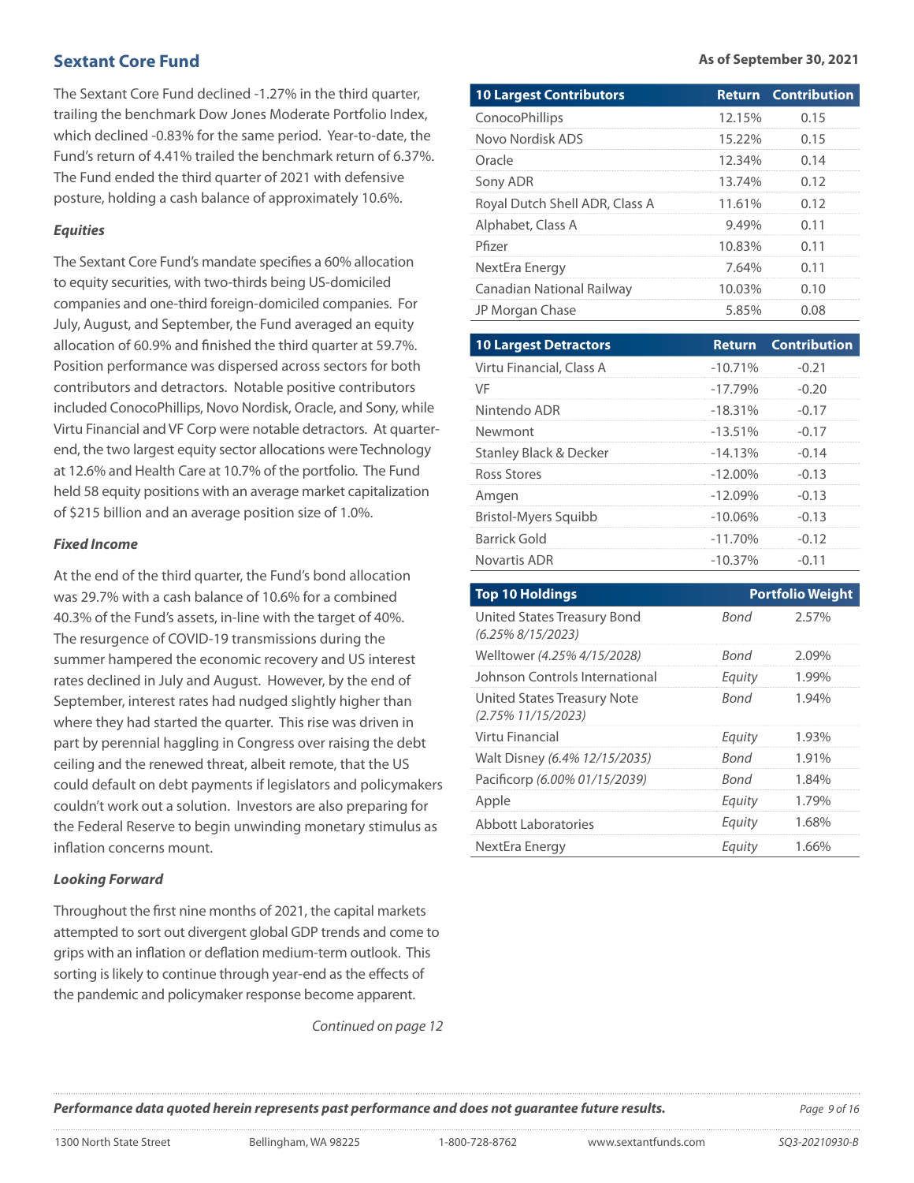## Sextant Core Fund

As of September 30, 2021

The Sextant Core Fund declined -1.27% in the third quarter, trailing the benchmark Dow Jones Moderate Portfolio Index, which declined -0.83% for the same period. Year-to-date, the Fund's return of 4.41% trailed the benchmark return of 6.37%. The Fund ended the third quarter of 2021 with defensive posture, holding a cash balance of approximately 10.6%.

### *Equities*

The Sextant Core Fund's mandate specifies a 60% allocation to equity securities, with two-thirds being US-domiciled companies and one-third foreign-domiciled companies. For July, August, and September, the Fund averaged an equity allocation of 60.9% and finished the third quarter at 59.7%. Position performance was dispersed across sectors for both contributors and detractors. Notable positive contributors included ConocoPhillips, Novo Nordisk, Oracle, and Sony, while Virtu Financial and VF Corp were notable detractors. At quarter-end, the two largest equity sector allocations were Technology at 12.6% and Health Care at 10.7% of the portfolio. The Fund held 58 equity positions with an average market capitalization of $215 billion and an average position size of 1.0%.

### *Fixed Income*

At the end of the third quarter, the Fund's bond allocation was 29.7% with a cash balance of 10.6% for a combined 40.3% of the Fund's assets, in-line with the target of 40%. The resurgence of COVID-19 transmissions during the summer hampered the economic recovery and US interest rates declined in July and August. However, by the end of September, interest rates had nudged slightly higher than where they had started the quarter. This rise was driven in part by perennial haggling in Congress over raising the debt ceiling and the renewed threat, albeit remote, that the US could default on debt payments if legislators and policymakers couldn't work out a solution. Investors are also preparing for the Federal Reserve to begin unwinding monetary stimulus as inflation concerns mount.

### *Looking Forward*

Throughout the first nine months of 2021, the capital markets attempted to sort out divergent global GDP trends and come to grips with an inflation or deflation medium-term outlook. This sorting is likely to continue through year-end as the effects of the pandemic and policymaker response become apparent.

*Continued on page 12*

| 10 Largest Contributors | Return | Contribution |
|---|---|---|
| ConocoPhillips | 12.15% | 0.15 |
| Novo Nordisk ADS | 15.22% | 0.15 |
| Oracle | 12.34% | 0.14 |
| Sony ADR | 13.74% | 0.12 |
| Royal Dutch Shell ADR, Class A | 11.61% | 0.12 |
| Alphabet, Class A | 9.49% | 0.11 |
| Pfizer | 10.83% | 0.11 |
| NextEra Energy | 7.64% | 0.11 |
| Canadian National Railway | 10.03% | 0.10 |
| JP Morgan Chase | 5.85% | 0.08 |

| 10 Largest Detractors | Return | Contribution |
|---|---|---|
| Virtu Financial, Class A | -10.71% | -0.21 |
| VF | -17.79% | -0.20 |
| Nintendo ADR | -18.31% | -0.17 |
| Newmont | -13.51% | -0.17 |
| Stanley Black & Decker | -14.13% | -0.14 |
| Ross Stores | -12.00% | -0.13 |
| Amgen | -12.09% | -0.13 |
| Bristol-Myers Squibb | -10.06% | -0.13 |
| Barrick Gold | -11.70% | -0.12 |
| Novartis ADR | -10.37% | -0.11 |

| Top 10 Holdings | | Portfolio Weight |
|---|---|---|
| United States Treasury Bond *(6.25% 8/15/2023)* | *Bond* | 2.57% |
| Welltower *(4.25% 4/15/2028)* | *Bond* | 2.09% |
| Johnson Controls International | *Equity* | 1.99% |
| United States Treasury Note *(2.75% 11/15/2023)* | *Bond* | 1.94% |
| Virtu Financial | *Equity* | 1.93% |
| Walt Disney *(6.4% 12/15/2035)* | *Bond* | 1.91% |
| Pacificorp *(6.00% 01/15/2039)* | *Bond* | 1.84% |
| Apple | *Equity* | 1.79% |
| Abbott Laboratories | *Equity* | 1.68% |
| NextEra Energy | *Equity* | 1.66% |

***Performance data quoted herein represents past performance and does not guarantee future results.***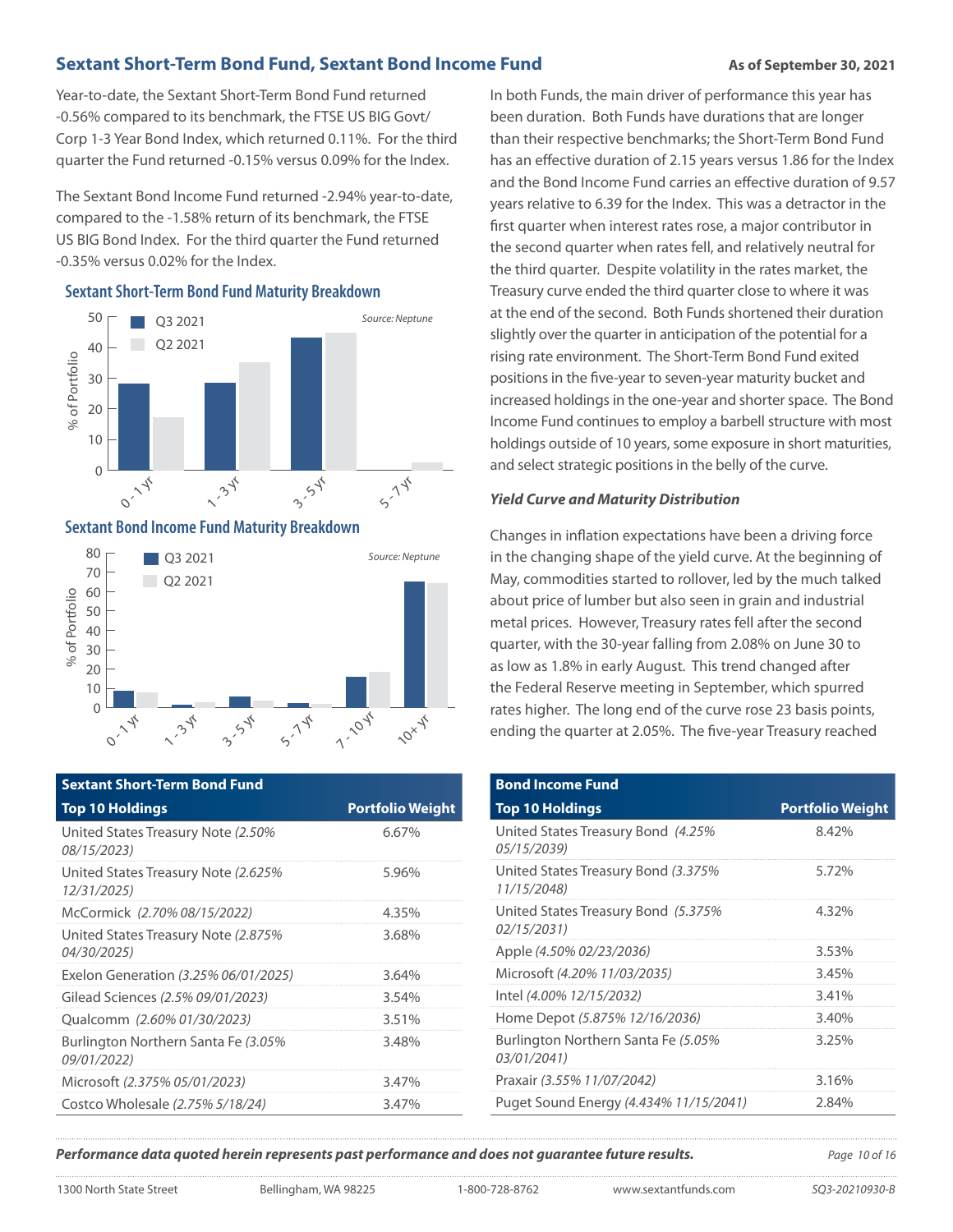## Sextant Short-Term Bond Fund, Sextant Bond Income Fund

**As of September 30, 2021**

Year-to-date, the Sextant Short-Term Bond Fund returned -0.56% compared to its benchmark, the FTSE US BIG Govt/Corp 1-3 Year Bond Index, which returned 0.11%. For the third quarter the Fund returned -0.15% versus 0.09% for the Index.

The Sextant Bond Income Fund returned -2.94% year-to-date, compared to the -1.58% return of its benchmark, the FTSE US BIG Bond Index. For the third quarter the Fund returned -0.35% versus 0.02% for the Index.

### Sextant Short-Term Bond Fund Maturity Breakdown

Source: Neptune

| Maturity | Q3 2021 (% of Portfolio) | Q2 2021 (% of Portfolio) |
|---|---|---|
| 0 - 1 yr | ~28 | ~17 |
| 1 - 3 yr | ~28 | ~35 |
| 3 - 5 yr | ~43 | ~45 |
| 5 - 7 yr | 0 | ~3 |

### Sextant Bond Income Fund Maturity Breakdown

Source: Neptune

| Maturity | Q3 2021 (% of Portfolio) | Q2 2021 (% of Portfolio) |
|---|---|---|
| 0 - 1 yr | ~9 | ~8 |
| 1 - 3 yr | ~1 | ~3 |
| 3 - 5 yr | ~6 | ~4 |
| 5 - 7 yr | ~2 | ~2 |
| 7 - 10 yr | ~16 | ~19 |
| 10+ yr | ~66 | ~65 |

In both Funds, the main driver of performance this year has been duration. Both Funds have durations that are longer than their respective benchmarks; the Short-Term Bond Fund has an effective duration of 2.15 years versus 1.86 for the Index and the Bond Income Fund carries an effective duration of 9.57 years relative to 6.39 for the Index. This was a detractor in the first quarter when interest rates rose, a major contributor in the second quarter when rates fell, and relatively neutral for the third quarter. Despite volatility in the rates market, the Treasury curve ended the third quarter close to where it was at the end of the second. Both Funds shortened their duration slightly over the quarter in anticipation of the potential for a rising rate environment. The Short-Term Bond Fund exited positions in the five-year to seven-year maturity bucket and increased holdings in the one-year and shorter space. The Bond Income Fund continues to employ a barbell structure with most holdings outside of 10 years, some exposure in short maturities, and select strategic positions in the belly of the curve.

***Yield Curve and Maturity Distribution***

Changes in inflation expectations have been a driving force in the changing shape of the yield curve. At the beginning of May, commodities started to rollover, led by the much talked about price of lumber but also seen in grain and industrial metal prices. However, Treasury rates fell after the second quarter, with the 30-year falling from 2.08% on June 30 to as low as 1.8% in early August. This trend changed after the Federal Reserve meeting in September, which spurred rates higher. The long end of the curve rose 23 basis points, ending the quarter at 2.05%. The five-year Treasury reached

| Sextant Short-Term Bond Fund Top 10 Holdings | Portfolio Weight |
|---|---|
| United States Treasury Note *(2.50% 08/15/2023)* | 6.67% |
| United States Treasury Note *(2.625% 12/31/2025)* | 5.96% |
| McCormick *(2.70% 08/15/2022)* | 4.35% |
| United States Treasury Note *(2.875% 04/30/2025)* | 3.68% |
| Exelon Generation *(3.25% 06/01/2025)* | 3.64% |
| Gilead Sciences *(2.5% 09/01/2023)* | 3.54% |
| Qualcomm *(2.60% 01/30/2023)* | 3.51% |
| Burlington Northern Santa Fe *(3.05% 09/01/2022)* | 3.48% |
| Microsoft *(2.375% 05/01/2023)* | 3.47% |
| Costco Wholesale *(2.75% 5/18/24)* | 3.47% |

| Bond Income Fund Top 10 Holdings | Portfolio Weight |
|---|---|
| United States Treasury Bond *(4.25% 05/15/2039)* | 8.42% |
| United States Treasury Bond *(3.375% 11/15/2048)* | 5.72% |
| United States Treasury Bond *(5.375% 02/15/2031)* | 4.32% |
| Apple *(4.50% 02/23/2036)* | 3.53% |
| Microsoft *(4.20% 11/03/2035)* | 3.45% |
| Intel *(4.00% 12/15/2032)* | 3.41% |
| Home Depot *(5.875% 12/16/2036)* | 3.40% |
| Burlington Northern Santa Fe *(5.05% 03/01/2041)* | 3.25% |
| Praxair *(3.55% 11/07/2042)* | 3.16% |
| Puget Sound Energy *(4.434% 11/15/2041)* | 2.84% |

***Performance data quoted herein represents past performance and does not guarantee future results.***

1300 North State Street Bellingham, WA 98225 1-800-728-8762 www.sextantfunds.com SQ3-20210930-B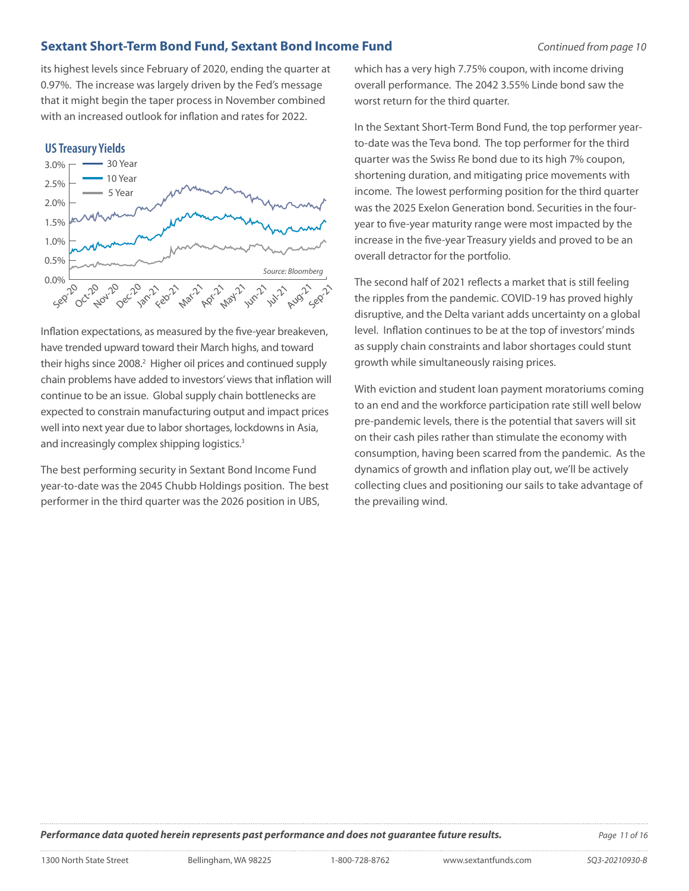## Sextant Short-Term Bond Fund, Sextant Bond Income Fund

*Continued from page 10*

its highest levels since February of 2020, ending the quarter at 0.97%. The increase was largely driven by the Fed's message that it might begin the taper process in November combined with an increased outlook for inflation and rates for 2022.

**US Treasury Yields**

30 Year
10 Year
5 Year

*Source: Bloomberg*

Inflation expectations, as measured by the five-year breakeven, have trended upward toward their March highs, and toward their highs since 2008.[2] Higher oil prices and continued supply chain problems have added to investors' views that inflation will continue to be an issue. Global supply chain bottlenecks are expected to constrain manufacturing output and impact prices well into next year due to labor shortages, lockdowns in Asia, and increasingly complex shipping logistics.[3]

The best performing security in Sextant Bond Income Fund year-to-date was the 2045 Chubb Holdings position. The best performer in the third quarter was the 2026 position in UBS, which has a very high 7.75% coupon, with income driving overall performance. The 2042 3.55% Linde bond saw the worst return for the third quarter.

In the Sextant Short-Term Bond Fund, the top performer year-to-date was the Teva bond. The top performer for the third quarter was the Swiss Re bond due to its high 7% coupon, shortening duration, and mitigating price movements with income. The lowest performing position for the third quarter was the 2025 Exelon Generation bond. Securities in the four-year to five-year maturity range were most impacted by the increase in the five-year Treasury yields and proved to be an overall detractor for the portfolio.

The second half of 2021 reflects a market that is still feeling the ripples from the pandemic. COVID-19 has proved highly disruptive, and the Delta variant adds uncertainty on a global level. Inflation continues to be at the top of investors' minds as supply chain constraints and labor shortages could stunt growth while simultaneously raising prices.

With eviction and student loan payment moratoriums coming to an end and the workforce participation rate still well below pre-pandemic levels, there is the potential that savers will sit on their cash piles rather than stimulate the economy with consumption, having been scarred from the pandemic. As the dynamics of growth and inflation play out, we'll be actively collecting clues and positioning our sails to take advantage of the prevailing wind.

***Performance data quoted herein represents past performance and does not guarantee future results.***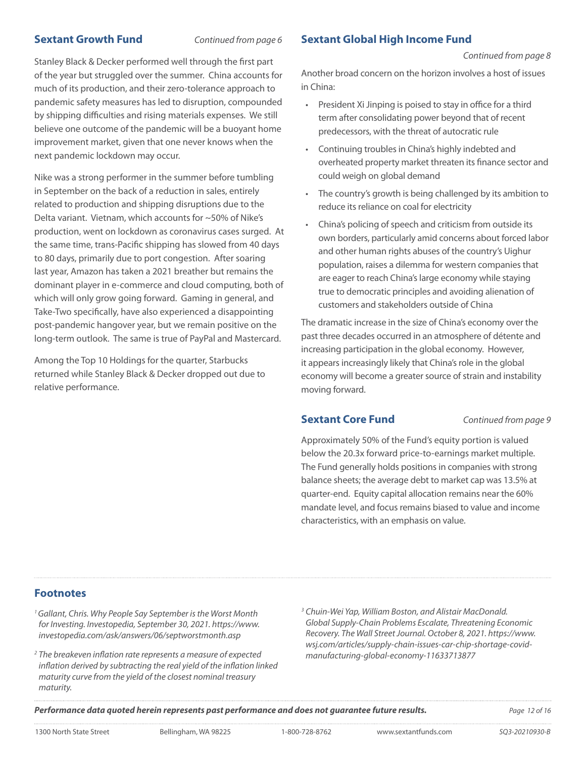## Sextant Growth Fund

*Continued from page 6*

Stanley Black & Decker performed well through the first part of the year but struggled over the summer. China accounts for much of its production, and their zero-tolerance approach to pandemic safety measures has led to disruption, compounded by shipping difficulties and rising materials expenses. We still believe one outcome of the pandemic will be a buoyant home improvement market, given that one never knows when the next pandemic lockdown may occur.

Nike was a strong performer in the summer before tumbling in September on the back of a reduction in sales, entirely related to production and shipping disruptions due to the Delta variant. Vietnam, which accounts for ~50% of Nike's production, went on lockdown as coronavirus cases surged. At the same time, trans-Pacific shipping has slowed from 40 days to 80 days, primarily due to port congestion. After soaring last year, Amazon has taken a 2021 breather but remains the dominant player in e-commerce and cloud computing, both of which will only grow going forward. Gaming in general, and Take-Two specifically, have also experienced a disappointing post-pandemic hangover year, but we remain positive on the long-term outlook. The same is true of PayPal and Mastercard.

Among the Top 10 Holdings for the quarter, Starbucks returned while Stanley Black & Decker dropped out due to relative performance.

## Sextant Global High Income Fund

*Continued from page 8*

Another broad concern on the horizon involves a host of issues in China:

- President Xi Jinping is poised to stay in office for a third term after consolidating power beyond that of recent predecessors, with the threat of autocratic rule
- Continuing troubles in China's highly indebted and overheated property market threaten its finance sector and could weigh on global demand
- The country's growth is being challenged by its ambition to reduce its reliance on coal for electricity
- China's policing of speech and criticism from outside its own borders, particularly amid concerns about forced labor and other human rights abuses of the country's Uighur population, raises a dilemma for western companies that are eager to reach China's large economy while staying true to democratic principles and avoiding alienation of customers and stakeholders outside of China

The dramatic increase in the size of China's economy over the past three decades occurred in an atmosphere of détente and increasing participation in the global economy. However, it appears increasingly likely that China's role in the global economy will become a greater source of strain and instability moving forward.

## Sextant Core Fund

*Continued from page 9*

Approximately 50% of the Fund's equity portion is valued below the 20.3x forward price-to-earnings market multiple. The Fund generally holds positions in companies with strong balance sheets; the average debt to market cap was 13.5% at quarter-end. Equity capital allocation remains near the 60% mandate level, and focus remains biased to value and income characteristics, with an emphasis on value.

## Footnotes

[1] *Gallant, Chris. Why People Say September is the Worst Month for Investing. Investopedia, September 30, 2021. https://www.investopedia.com/ask/answers/06/septworstmonth.asp*

[2] *The breakeven inflation rate represents a measure of expected inflation derived by subtracting the real yield of the inflation linked maturity curve from the yield of the closest nominal treasury maturity.*

[3] *Chuin-Wei Yap, William Boston, and Alistair MacDonald. Global Supply-Chain Problems Escalate, Threatening Economic Recovery. The Wall Street Journal. October 8, 2021. https://www.wsj.com/articles/supply-chain-issues-car-chip-shortage-covid-manufacturing-global-economy-11633713877*

***Performance data quoted herein represents past performance and does not guarantee future results.***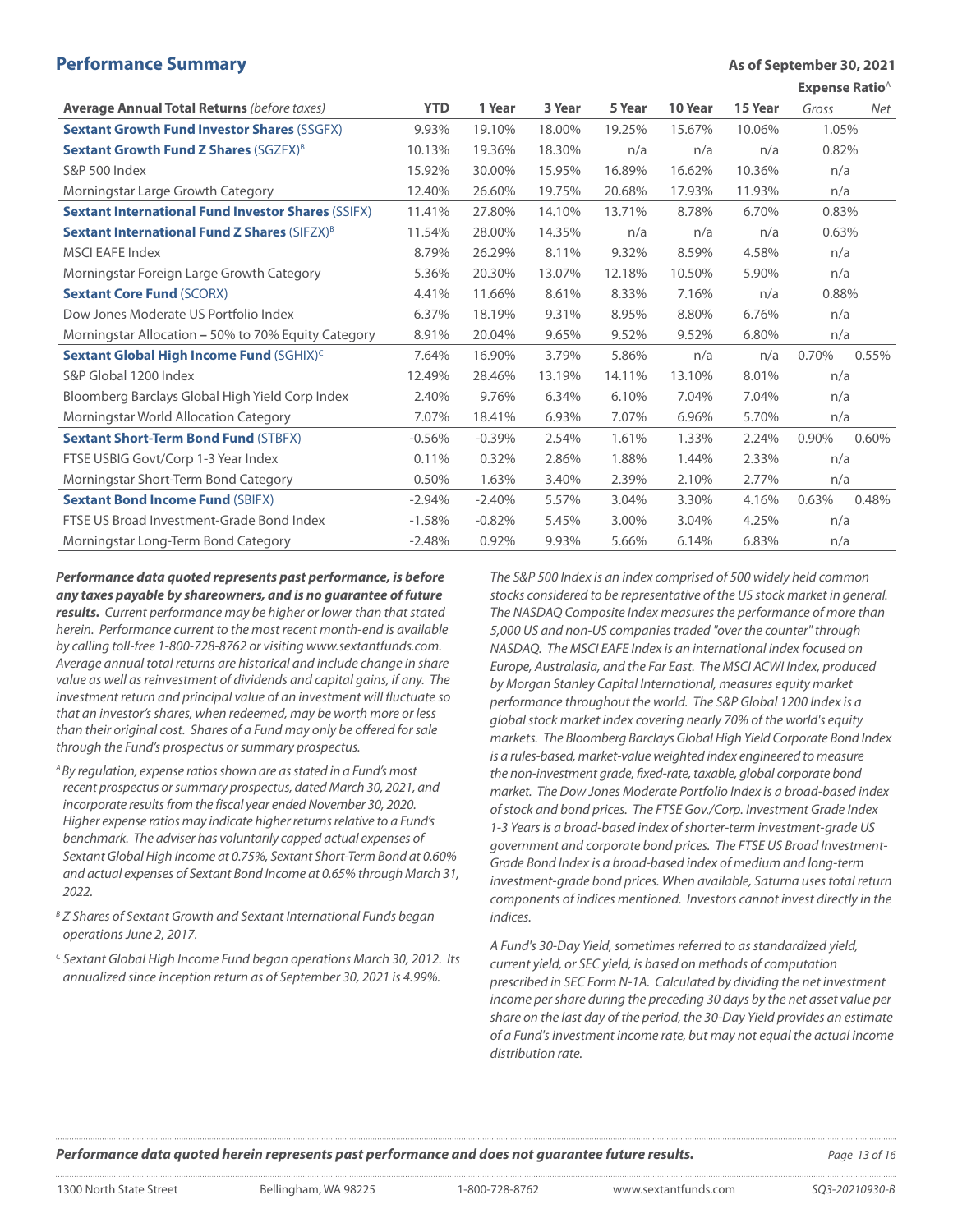## Performance Summary

**As of September 30, 2021**

| Average Annual Total Returns *(before taxes)* | YTD | 1 Year | 3 Year | 5 Year | 10 Year | 15 Year | Expense Ratio[A] *Gross* | Expense Ratio[A] *Net* |
|---|---|---|---|---|---|---|---|---|
| **Sextant Growth Fund Investor Shares** (SSGFX) | 9.93% | 19.10% | 18.00% | 19.25% | 15.67% | 10.06% | 1.05% | |
| **Sextant Growth Fund Z Shares** (SGZFX)[B] | 10.13% | 19.36% | 18.30% | n/a | n/a | n/a | 0.82% | |
| S&P 500 Index | 15.92% | 30.00% | 15.95% | 16.89% | 16.62% | 10.36% | n/a | |
| Morningstar Large Growth Category | 12.40% | 26.60% | 19.75% | 20.68% | 17.93% | 11.93% | n/a | |
| **Sextant International Fund Investor Shares** (SSIFX) | 11.41% | 27.80% | 14.10% | 13.71% | 8.78% | 6.70% | 0.83% | |
| **Sextant International Fund Z Shares** (SIFZX)[B] | 11.54% | 28.00% | 14.35% | n/a | n/a | n/a | 0.63% | |
| MSCI EAFE Index | 8.79% | 26.29% | 8.11% | 9.32% | 8.59% | 4.58% | n/a | |
| Morningstar Foreign Large Growth Category | 5.36% | 20.30% | 13.07% | 12.18% | 10.50% | 5.90% | n/a | |
| **Sextant Core Fund** (SCORX) | 4.41% | 11.66% | 8.61% | 8.33% | 7.16% | n/a | 0.88% | |
| Dow Jones Moderate US Portfolio Index | 6.37% | 18.19% | 9.31% | 8.95% | 8.80% | 6.76% | n/a | |
| Morningstar Allocation – 50% to 70% Equity Category | 8.91% | 20.04% | 9.65% | 9.52% | 9.52% | 6.80% | n/a | |
| **Sextant Global High Income Fund** (SGHIX)[C] | 7.64% | 16.90% | 3.79% | 5.86% | n/a | n/a | 0.70% | 0.55% |
| S&P Global 1200 Index | 12.49% | 28.46% | 13.19% | 14.11% | 13.10% | 8.01% | n/a | |
| Bloomberg Barclays Global High Yield Corp Index | 2.40% | 9.76% | 6.34% | 6.10% | 7.04% | 7.04% | n/a | |
| Morningstar World Allocation Category | 7.07% | 18.41% | 6.93% | 7.07% | 6.96% | 5.70% | n/a | |
| **Sextant Short-Term Bond Fund** (STBFX) | -0.56% | -0.39% | 2.54% | 1.61% | 1.33% | 2.24% | 0.90% | 0.60% |
| FTSE USBIG Govt/Corp 1-3 Year Index | 0.11% | 0.32% | 2.86% | 1.88% | 1.44% | 2.33% | n/a | |
| Morningstar Short-Term Bond Category | 0.50% | 1.63% | 3.40% | 2.39% | 2.10% | 2.77% | n/a | |
| **Sextant Bond Income Fund** (SBIFX) | -2.94% | -2.40% | 5.57% | 3.04% | 3.30% | 4.16% | 0.63% | 0.48% |
| FTSE US Broad Investment-Grade Bond Index | -1.58% | -0.82% | 5.45% | 3.00% | 3.04% | 4.25% | n/a | |
| Morningstar Long-Term Bond Category | -2.48% | 0.92% | 9.93% | 5.66% | 6.14% | 6.83% | n/a | |

***Performance data quoted represents past performance, is before any taxes payable by shareowners, and is no guarantee of future results.*** *Current performance may be higher or lower than that stated herein. Performance current to the most recent month-end is available by calling toll-free 1-800-728-8762 or visiting www.sextantfunds.com. Average annual total returns are historical and include change in share value as well as reinvestment of dividends and capital gains, if any. The investment return and principal value of an investment will fluctuate so that an investor's shares, when redeemed, may be worth more or less than their original cost. Shares of a Fund may only be offered for sale through the Fund's prospectus or summary prospectus.*

[A] *By regulation, expense ratios shown are as stated in a Fund's most recent prospectus or summary prospectus, dated March 30, 2021, and incorporate results from the fiscal year ended November 30, 2020. Higher expense ratios may indicate higher returns relative to a Fund's benchmark. The adviser has voluntarily capped actual expenses of Sextant Global High Income at 0.75%, Sextant Short-Term Bond at 0.60% and actual expenses of Sextant Bond Income at 0.65% through March 31, 2022.*

[B] *Z Shares of Sextant Growth and Sextant International Funds began operations June 2, 2017.*

[C] *Sextant Global High Income Fund began operations March 30, 2012. Its annualized since inception return as of September 30, 2021 is 4.99%.*

*The S&P 500 Index is an index comprised of 500 widely held common stocks considered to be representative of the US stock market in general. The NASDAQ Composite Index measures the performance of more than 5,000 US and non-US companies traded "over the counter" through NASDAQ. The MSCI EAFE Index is an international index focused on Europe, Australasia, and the Far East. The MSCI ACWI Index, produced by Morgan Stanley Capital International, measures equity market performance throughout the world. The S&P Global 1200 Index is a global stock market index covering nearly 70% of the world's equity markets. The Bloomberg Barclays Global High Yield Corporate Bond Index is a rules-based, market-value weighted index engineered to measure the non-investment grade, fixed-rate, taxable, global corporate bond market. The Dow Jones Moderate Portfolio Index is a broad-based index of stock and bond prices. The FTSE Gov./Corp. Investment Grade Index 1-3 Years is a broad-based index of shorter-term investment-grade US government and corporate bond prices. The FTSE US Broad Investment-Grade Bond Index is a broad-based index of medium and long-term investment-grade bond prices. When available, Saturna uses total return components of indices mentioned. Investors cannot invest directly in the indices.*

*A Fund's 30-Day Yield, sometimes referred to as standardized yield, current yield, or SEC yield, is based on methods of computation prescribed in SEC Form N-1A. Calculated by dividing the net investment income per share during the preceding 30 days by the net asset value per share on the last day of the period, the 30-Day Yield provides an estimate of a Fund's investment income rate, but may not equal the actual income distribution rate.*

***Performance data quoted herein represents past performance and does not guarantee future results.***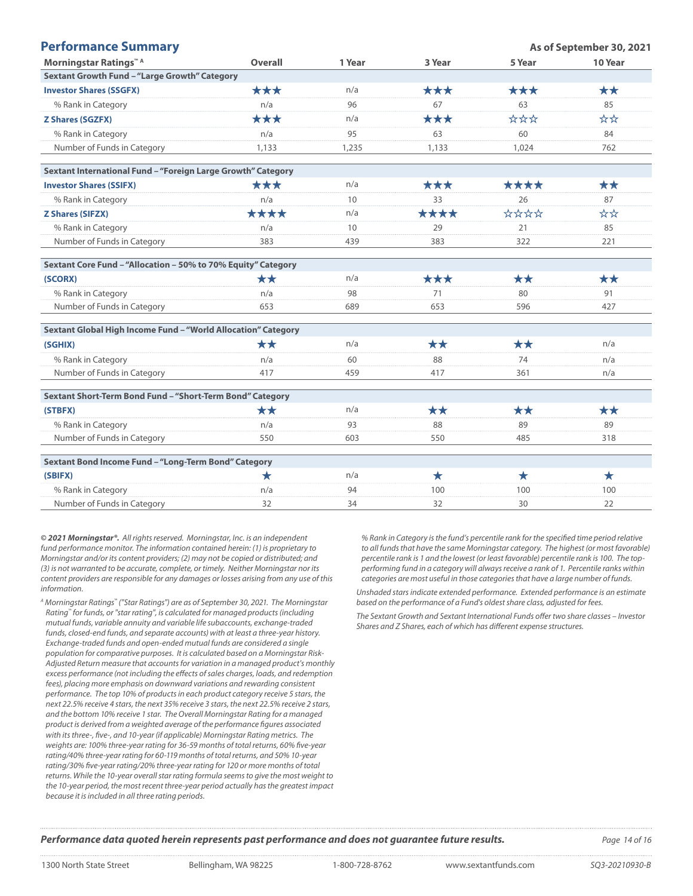## Performance Summary

**As of September 30, 2021**

| Morningstar Ratings™ [A] | Overall | 1 Year | 3 Year | 5 Year | 10 Year |
|---|---|---|---|---|---|
| **Sextant Growth Fund – "Large Growth" Category** | | | | | |
| **Investor Shares (SSGFX)** | ★★★ | n/a | ★★★ | ★★★ | ★★ |
| % Rank in Category | n/a | 96 | 67 | 63 | 85 |
| **Z Shares (SGZFX)** | ★★★ | n/a | ★★★ | ☆☆☆ | ☆☆ |
| % Rank in Category | n/a | 95 | 63 | 60 | 84 |
| Number of Funds in Category | 1,133 | 1,235 | 1,133 | 1,024 | 762 |
| **Sextant International Fund – "Foreign Large Growth" Category** | | | | | |
| **Investor Shares (SSIFX)** | ★★★ | n/a | ★★★ | ★★★★ | ★★ |
| % Rank in Category | n/a | 10 | 33 | 26 | 87 |
| **Z Shares (SIFZX)** | ★★★★ | n/a | ★★★★ | ☆☆☆☆ | ☆☆ |
| % Rank in Category | n/a | 10 | 29 | 21 | 85 |
| Number of Funds in Category | 383 | 439 | 383 | 322 | 221 |
| **Sextant Core Fund – "Allocation – 50% to 70% Equity" Category** | | | | | |
| **(SCORX)** | ★★ | n/a | ★★★ | ★★ | ★★ |
| % Rank in Category | n/a | 98 | 71 | 80 | 91 |
| Number of Funds in Category | 653 | 689 | 653 | 596 | 427 |
| **Sextant Global High Income Fund – "World Allocation" Category** | | | | | |
| **(SGHIX)** | ★★ | n/a | ★★ | ★★ | n/a |
| % Rank in Category | n/a | 60 | 88 | 74 | n/a |
| Number of Funds in Category | 417 | 459 | 417 | 361 | n/a |
| **Sextant Short-Term Bond Fund – "Short-Term Bond" Category** | | | | | |
| **(STBFX)** | ★★ | n/a | ★★ | ★★ | ★★ |
| % Rank in Category | n/a | 93 | 88 | 89 | 89 |
| Number of Funds in Category | 550 | 603 | 550 | 485 | 318 |
| **Sextant Bond Income Fund – "Long-Term Bond" Category** | | | | | |
| **(SBIFX)** | ★ | n/a | ★ | ★ | ★ |
| % Rank in Category | n/a | 94 | 100 | 100 | 100 |
| Number of Funds in Category | 32 | 34 | 32 | 30 | 22 |

*__© 2021 Morningstar®.__ All rights reserved. Morningstar, Inc. is an independent fund performance monitor. The information contained herein: (1) is proprietary to Morningstar and/or its content providers; (2) may not be copied or distributed; and (3) is not warranted to be accurate, complete, or timely. Neither Morningstar nor its content providers are responsible for any damages or losses arising from any use of this information.*

*[A] Morningstar Ratings™ ("Star Ratings") are as of September 30, 2021. The Morningstar Rating™ for funds, or "star rating", is calculated for managed products (including mutual funds, variable annuity and variable life subaccounts, exchange-traded funds, closed-end funds, and separate accounts) with at least a three-year history. Exchange-traded funds and open-ended mutual funds are considered a single population for comparative purposes. It is calculated based on a Morningstar Risk-Adjusted Return measure that accounts for variation in a managed product's monthly excess performance (not including the effects of sales charges, loads, and redemption fees), placing more emphasis on downward variations and rewarding consistent performance. The top 10% of products in each product category receive 5 stars, the next 22.5% receive 4 stars, the next 35% receive 3 stars, the next 22.5% receive 2 stars, and the bottom 10% receive 1 star. The Overall Morningstar Rating for a managed product is derived from a weighted average of the performance figures associated with its three-, five-, and 10-year (if applicable) Morningstar Rating metrics. The weights are: 100% three-year rating for 36-59 months of total returns, 60% five-year rating/40% three-year rating for 60-119 months of total returns, and 50% 10-year rating/30% five-year rating/20% three-year rating for 120 or more months of total returns. While the 10-year overall star rating formula seems to give the most weight to the 10-year period, the most recent three-year period actually has the greatest impact because it is included in all three rating periods.*

*% Rank in Category is the fund's percentile rank for the specified time period relative to all funds that have the same Morningstar category. The highest (or most favorable) percentile rank is 1 and the lowest (or least favorable) percentile rank is 100. The top-performing fund in a category will always receive a rank of 1. Percentile ranks within categories are most useful in those categories that have a large number of funds.*

*Unshaded stars indicate extended performance. Extended performance is an estimate based on the performance of a Fund's oldest share class, adjusted for fees.*

*The Sextant Growth and Sextant International Funds offer two share classes – Investor Shares and Z Shares, each of which has different expense structures.*

***Performance data quoted herein represents past performance and does not guarantee future results.***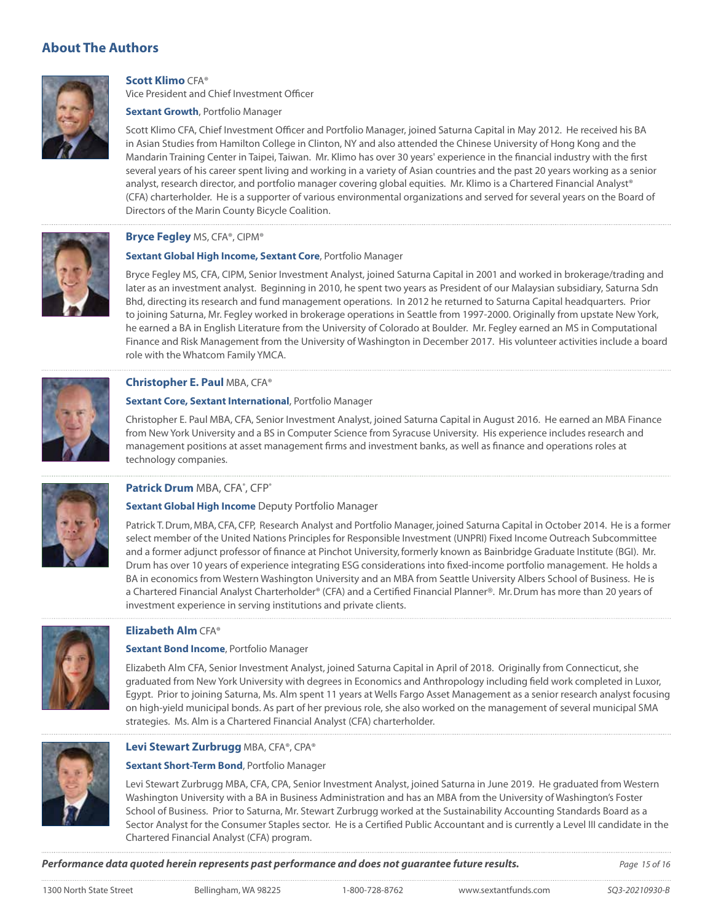## About The Authors

**Scott Klimo** CFA®
Vice President and Chief Investment Officer

**Sextant Growth**, Portfolio Manager

Scott Klimo CFA, Chief Investment Officer and Portfolio Manager, joined Saturna Capital in May 2012. He received his BA in Asian Studies from Hamilton College in Clinton, NY and also attended the Chinese University of Hong Kong and the Mandarin Training Center in Taipei, Taiwan. Mr. Klimo has over 30 years' experience in the financial industry with the first several years of his career spent living and working in a variety of Asian countries and the past 20 years working as a senior analyst, research director, and portfolio manager covering global equities. Mr. Klimo is a Chartered Financial Analyst® (CFA) charterholder. He is a supporter of various environmental organizations and served for several years on the Board of Directors of the Marin County Bicycle Coalition.

**Bryce Fegley** MS, CFA®, CIPM®

**Sextant Global High Income, Sextant Core**, Portfolio Manager

Bryce Fegley MS, CFA, CIPM, Senior Investment Analyst, joined Saturna Capital in 2001 and worked in brokerage/trading and later as an investment analyst. Beginning in 2010, he spent two years as President of our Malaysian subsidiary, Saturna Sdn Bhd, directing its research and fund management operations. In 2012 he returned to Saturna Capital headquarters. Prior to joining Saturna, Mr. Fegley worked in brokerage operations in Seattle from 1997-2000. Originally from upstate New York, he earned a BA in English Literature from the University of Colorado at Boulder. Mr. Fegley earned an MS in Computational Finance and Risk Management from the University of Washington in December 2017. His volunteer activities include a board role with the Whatcom Family YMCA.

**Christopher E. Paul** MBA, CFA®

**Sextant Core, Sextant International**, Portfolio Manager

Christopher E. Paul MBA, CFA, Senior Investment Analyst, joined Saturna Capital in August 2016. He earned an MBA Finance from New York University and a BS in Computer Science from Syracuse University. His experience includes research and management positions at asset management firms and investment banks, as well as finance and operations roles at technology companies.

**Patrick Drum** MBA, CFA®, CFP®

**Sextant Global High Income** Deputy Portfolio Manager

Patrick T. Drum, MBA, CFA, CFP, Research Analyst and Portfolio Manager, joined Saturna Capital in October 2014. He is a former select member of the United Nations Principles for Responsible Investment (UNPRI) Fixed Income Outreach Subcommittee and a former adjunct professor of finance at Pinchot University, formerly known as Bainbridge Graduate Institute (BGI). Mr. Drum has over 10 years of experience integrating ESG considerations into fixed-income portfolio management. He holds a BA in economics from Western Washington University and an MBA from Seattle University Albers School of Business. He is a Chartered Financial Analyst Charterholder® (CFA) and a Certified Financial Planner®. Mr. Drum has more than 20 years of investment experience in serving institutions and private clients.

**Elizabeth Alm** CFA®

**Sextant Bond Income**, Portfolio Manager

Elizabeth Alm CFA, Senior Investment Analyst, joined Saturna Capital in April of 2018. Originally from Connecticut, she graduated from New York University with degrees in Economics and Anthropology including field work completed in Luxor, Egypt. Prior to joining Saturna, Ms. Alm spent 11 years at Wells Fargo Asset Management as a senior research analyst focusing on high-yield municipal bonds. As part of her previous role, she also worked on the management of several municipal SMA strategies. Ms. Alm is a Chartered Financial Analyst (CFA) charterholder.

**Levi Stewart Zurbrugg** MBA, CFA®, CPA®

**Sextant Short-Term Bond**, Portfolio Manager

Levi Stewart Zurbrugg MBA, CFA, CPA, Senior Investment Analyst, joined Saturna in June 2019. He graduated from Western Washington University with a BA in Business Administration and has an MBA from the University of Washington's Foster School of Business. Prior to Saturna, Mr. Stewart Zurbrugg worked at the Sustainability Accounting Standards Board as a Sector Analyst for the Consumer Staples sector. He is a Certified Public Accountant and is currently a Level III candidate in the Chartered Financial Analyst (CFA) program.

***Performance data quoted herein represents past performance and does not guarantee future results.***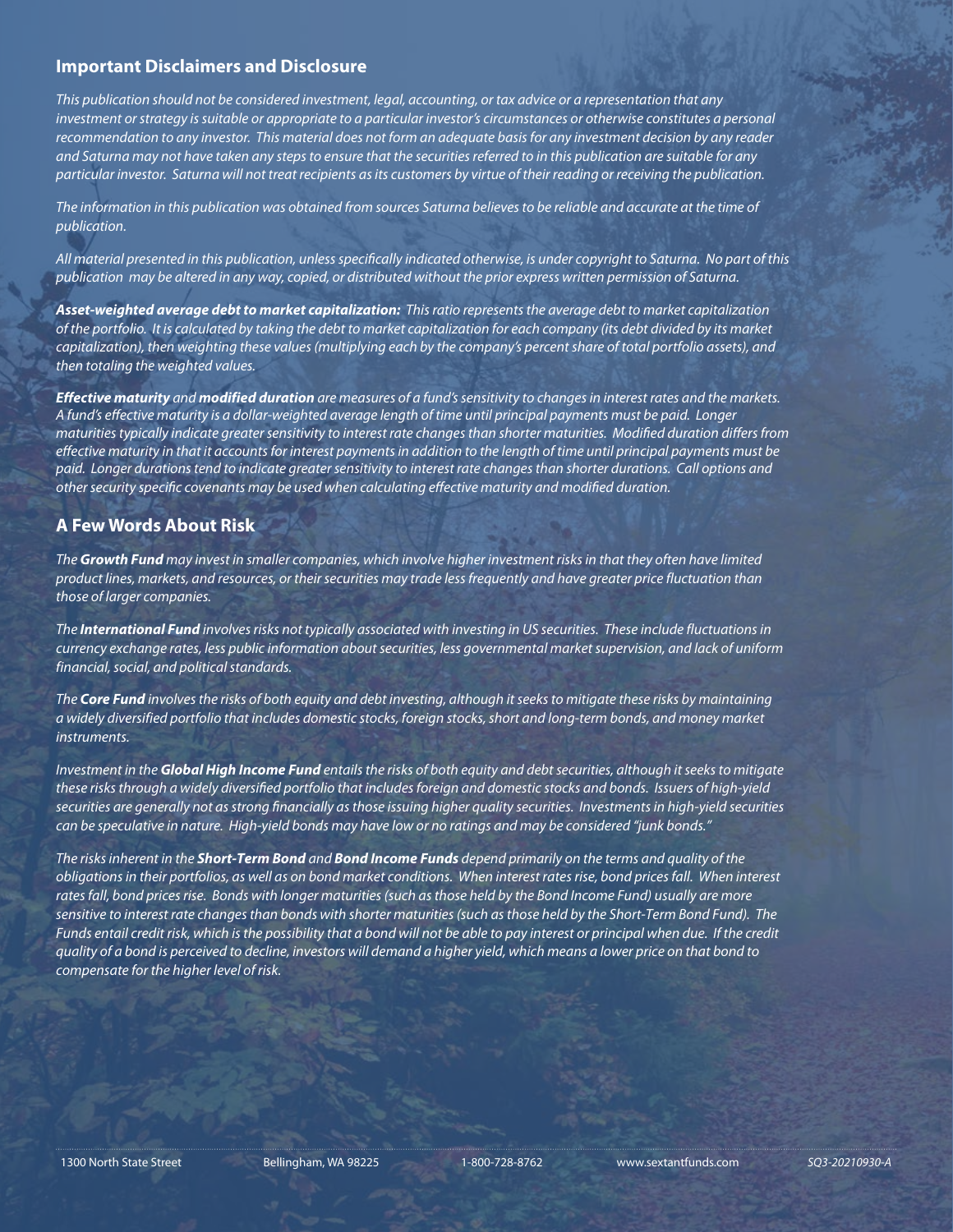## Important Disclaimers and Disclosure

*This publication should not be considered investment, legal, accounting, or tax advice or a representation that any investment or strategy is suitable or appropriate to a particular investor's circumstances or otherwise constitutes a personal recommendation to any investor. This material does not form an adequate basis for any investment decision by any reader and Saturna may not have taken any steps to ensure that the securities referred to in this publication are suitable for any particular investor. Saturna will not treat recipients as its customers by virtue of their reading or receiving the publication.*

*The information in this publication was obtained from sources Saturna believes to be reliable and accurate at the time of publication.*

*All material presented in this publication, unless specifically indicated otherwise, is under copyright to Saturna. No part of this publication may be altered in any way, copied, or distributed without the prior express written permission of Saturna.*

***Asset-weighted average debt to market capitalization:*** *This ratio represents the average debt to market capitalization of the portfolio. It is calculated by taking the debt to market capitalization for each company (its debt divided by its market capitalization), then weighting these values (multiplying each by the company's percent share of total portfolio assets), and then totaling the weighted values.*

***Effective maturity*** *and* ***modified duration*** *are measures of a fund's sensitivity to changes in interest rates and the markets. A fund's effective maturity is a dollar-weighted average length of time until principal payments must be paid. Longer maturities typically indicate greater sensitivity to interest rate changes than shorter maturities. Modified duration differs from effective maturity in that it accounts for interest payments in addition to the length of time until principal payments must be paid. Longer durations tend to indicate greater sensitivity to interest rate changes than shorter durations. Call options and other security specific covenants may be used when calculating effective maturity and modified duration.*

## A Few Words About Risk

*The* ***Growth Fund*** *may invest in smaller companies, which involve higher investment risks in that they often have limited product lines, markets, and resources, or their securities may trade less frequently and have greater price fluctuation than those of larger companies.*

*The* ***International Fund*** *involves risks not typically associated with investing in US securities. These include fluctuations in currency exchange rates, less public information about securities, less governmental market supervision, and lack of uniform financial, social, and political standards.*

*The* ***Core Fund*** *involves the risks of both equity and debt investing, although it seeks to mitigate these risks by maintaining a widely diversified portfolio that includes domestic stocks, foreign stocks, short and long-term bonds, and money market instruments.*

*Investment in the* ***Global High Income Fund*** *entails the risks of both equity and debt securities, although it seeks to mitigate these risks through a widely diversified portfolio that includes foreign and domestic stocks and bonds. Issuers of high-yield securities are generally not as strong financially as those issuing higher quality securities. Investments in high-yield securities can be speculative in nature. High-yield bonds may have low or no ratings and may be considered "junk bonds."*

*The risks inherent in the* ***Short-Term Bond*** *and* ***Bond Income Funds*** *depend primarily on the terms and quality of the obligations in their portfolios, as well as on bond market conditions. When interest rates rise, bond prices fall. When interest rates fall, bond prices rise. Bonds with longer maturities (such as those held by the Bond Income Fund) usually are more sensitive to interest rate changes than bonds with shorter maturities (such as those held by the Short-Term Bond Fund). The Funds entail credit risk, which is the possibility that a bond will not be able to pay interest or principal when due. If the credit quality of a bond is perceived to decline, investors will demand a higher yield, which means a lower price on that bond to compensate for the higher level of risk.*

1300 North State Street    Bellingham, WA 98225    1-800-728-8762    www.sextantfunds.com    *SQ3-20210930-A*